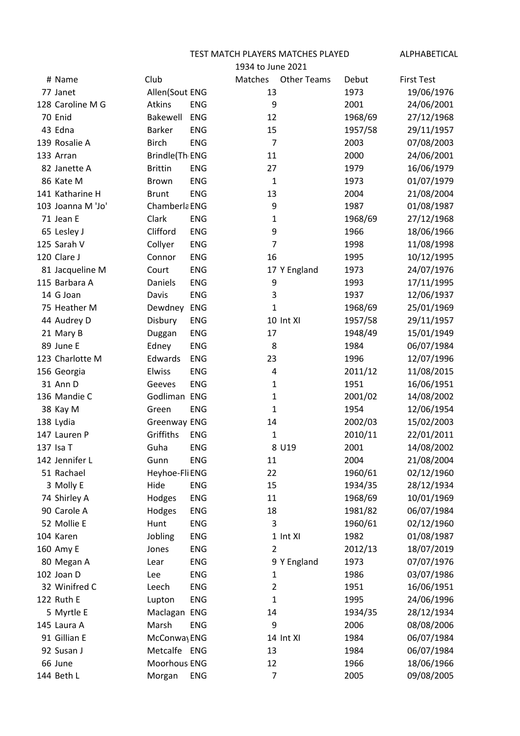TEST MATCH PLAYERS MATCHES PLAYED ALPHABETICAL

1934 to June 2021

| # | Name | Club | | Matches | Other Teams | Debut | First Test |
|---|---|---|---|---|---|---|---|
| 77 | Janet | Allen(Sout | ENG | 13 | | 1973 | 19/06/1976 |
| 128 | Caroline M G | Atkins | ENG | 9 | | 2001 | 24/06/2001 |
| 70 | Enid | Bakewell | ENG | 12 | | 1968/69 | 27/12/1968 |
| 43 | Edna | Barker | ENG | 15 | | 1957/58 | 29/11/1957 |
| 139 | Rosalie A | Birch | ENG | 7 | | 2003 | 07/08/2003 |
| 133 | Arran | Brindle(Th | ENG | 11 | | 2000 | 24/06/2001 |
| 82 | Janette A | Brittin | ENG | 27 | | 1979 | 16/06/1979 |
| 86 | Kate M | Brown | ENG | 1 | | 1973 | 01/07/1979 |
| 141 | Katharine H | Brunt | ENG | 13 | | 2004 | 21/08/2004 |
| 103 | Joanna M 'Jo' | Chamberla | ENG | 9 | | 1987 | 01/08/1987 |
| 71 | Jean E | Clark | ENG | 1 | | 1968/69 | 27/12/1968 |
| 65 | Lesley J | Clifford | ENG | 9 | | 1966 | 18/06/1966 |
| 125 | Sarah V | Collyer | ENG | 7 | | 1998 | 11/08/1998 |
| 120 | Clare J | Connor | ENG | 16 | | 1995 | 10/12/1995 |
| 81 | Jacqueline M | Court | ENG | 17 | Y England | 1973 | 24/07/1976 |
| 115 | Barbara A | Daniels | ENG | 9 | | 1993 | 17/11/1995 |
| 14 | G Joan | Davis | ENG | 3 | | 1937 | 12/06/1937 |
| 75 | Heather M | Dewdney | ENG | 1 | | 1968/69 | 25/01/1969 |
| 44 | Audrey D | Disbury | ENG | 10 | Int XI | 1957/58 | 29/11/1957 |
| 21 | Mary B | Duggan | ENG | 17 | | 1948/49 | 15/01/1949 |
| 89 | June E | Edney | ENG | 8 | | 1984 | 06/07/1984 |
| 123 | Charlotte M | Edwards | ENG | 23 | | 1996 | 12/07/1996 |
| 156 | Georgia | Elwiss | ENG | 4 | | 2011/12 | 11/08/2015 |
| 31 | Ann D | Geeves | ENG | 1 | | 1951 | 16/06/1951 |
| 136 | Mandie C | Godliman | ENG | 1 | | 2001/02 | 14/08/2002 |
| 38 | Kay M | Green | ENG | 1 | | 1954 | 12/06/1954 |
| 138 | Lydia | Greenway | ENG | 14 | | 2002/03 | 15/02/2003 |
| 147 | Lauren P | Griffiths | ENG | 1 | | 2010/11 | 22/01/2011 |
| 137 | Isa T | Guha | ENG | 8 | U19 | 2001 | 14/08/2002 |
| 142 | Jennifer L | Gunn | ENG | 11 | | 2004 | 21/08/2004 |
| 51 | Rachael | Heyhoe-Fli | ENG | 22 | | 1960/61 | 02/12/1960 |
| 3 | Molly E | Hide | ENG | 15 | | 1934/35 | 28/12/1934 |
| 74 | Shirley A | Hodges | ENG | 11 | | 1968/69 | 10/01/1969 |
| 90 | Carole A | Hodges | ENG | 18 | | 1981/82 | 06/07/1984 |
| 52 | Mollie E | Hunt | ENG | 3 | | 1960/61 | 02/12/1960 |
| 104 | Karen | Jobling | ENG | 1 | Int XI | 1982 | 01/08/1987 |
| 160 | Amy E | Jones | ENG | 2 | | 2012/13 | 18/07/2019 |
| 80 | Megan A | Lear | ENG | 9 | Y England | 1973 | 07/07/1976 |
| 102 | Joan D | Lee | ENG | 1 | | 1986 | 03/07/1986 |
| 32 | Winifred C | Leech | ENG | 2 | | 1951 | 16/06/1951 |
| 122 | Ruth E | Lupton | ENG | 1 | | 1995 | 24/06/1996 |
| 5 | Myrtle E | Maclagan | ENG | 14 | | 1934/35 | 28/12/1934 |
| 145 | Laura A | Marsh | ENG | 9 | | 2006 | 08/08/2006 |
| 91 | Gillian E | McConway | ENG | 14 | Int XI | 1984 | 06/07/1984 |
| 92 | Susan J | Metcalfe | ENG | 13 | | 1984 | 06/07/1984 |
| 66 | June | Moorhous | ENG | 12 | | 1966 | 18/06/1966 |
| 144 | Beth L | Morgan | ENG | 7 | | 2005 | 09/08/2005 |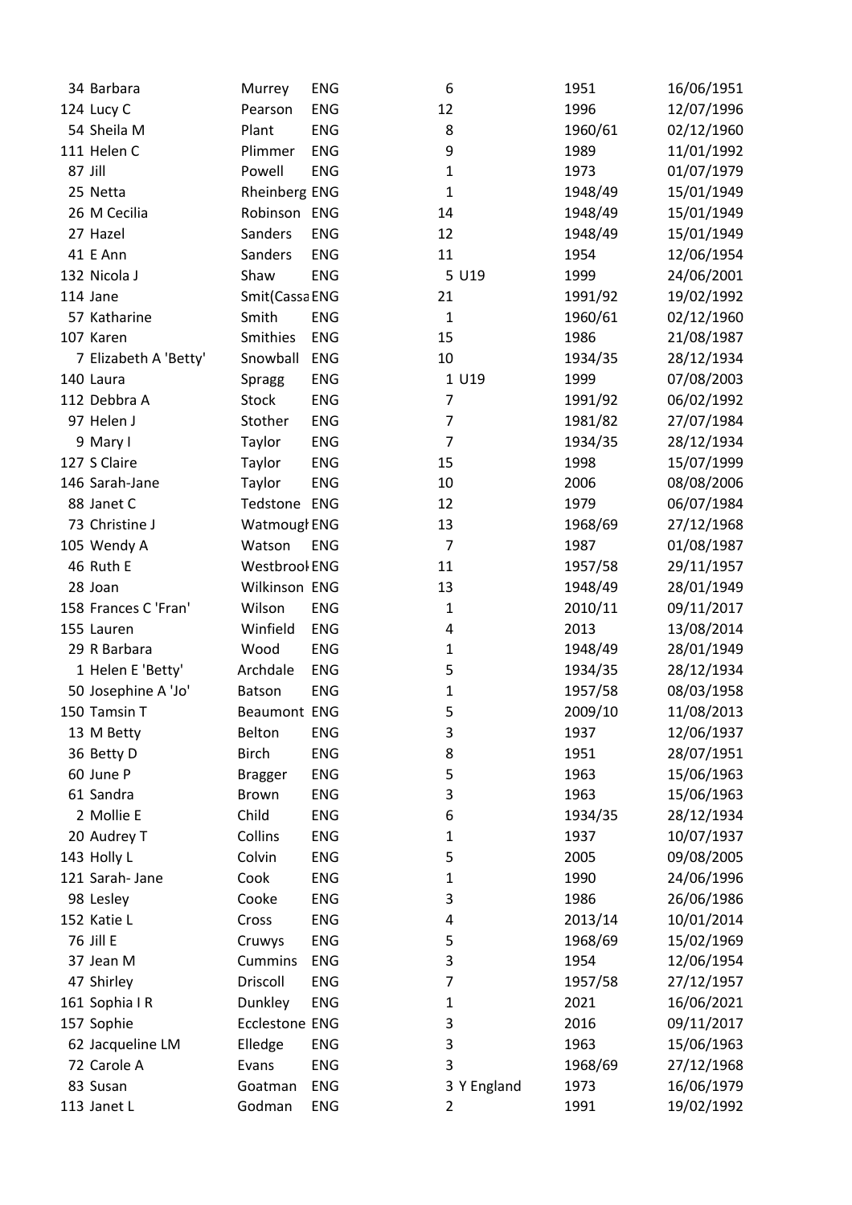| | | | | | | | |
|---|---|---|---|---|---|---|---|
| 34 | Barbara | Murrey | ENG | 6 | | 1951 | 16/06/1951 |
| 124 | Lucy C | Pearson | ENG | 12 | | 1996 | 12/07/1996 |
| 54 | Sheila M | Plant | ENG | 8 | | 1960/61 | 02/12/1960 |
| 111 | Helen C | Plimmer | ENG | 9 | | 1989 | 11/01/1992 |
| 87 | Jill | Powell | ENG | 1 | | 1973 | 01/07/1979 |
| 25 | Netta | Rheinberg | ENG | 1 | | 1948/49 | 15/01/1949 |
| 26 | M Cecilia | Robinson | ENG | 14 | | 1948/49 | 15/01/1949 |
| 27 | Hazel | Sanders | ENG | 12 | | 1948/49 | 15/01/1949 |
| 41 | E Ann | Sanders | ENG | 11 | | 1954 | 12/06/1954 |
| 132 | Nicola J | Shaw | ENG | 5 | U19 | 1999 | 24/06/2001 |
| 114 | Jane | Smit(Cassa | ENG | 21 | | 1991/92 | 19/02/1992 |
| 57 | Katharine | Smith | ENG | 1 | | 1960/61 | 02/12/1960 |
| 107 | Karen | Smithies | ENG | 15 | | 1986 | 21/08/1987 |
| 7 | Elizabeth A 'Betty' | Snowball | ENG | 10 | | 1934/35 | 28/12/1934 |
| 140 | Laura | Spragg | ENG | 1 | U19 | 1999 | 07/08/2003 |
| 112 | Debbra A | Stock | ENG | 7 | | 1991/92 | 06/02/1992 |
| 97 | Helen J | Stother | ENG | 7 | | 1981/82 | 27/07/1984 |
| 9 | Mary I | Taylor | ENG | 7 | | 1934/35 | 28/12/1934 |
| 127 | S Claire | Taylor | ENG | 15 | | 1998 | 15/07/1999 |
| 146 | Sarah-Jane | Taylor | ENG | 10 | | 2006 | 08/08/2006 |
| 88 | Janet C | Tedstone | ENG | 12 | | 1979 | 06/07/1984 |
| 73 | Christine J | Watmough | ENG | 13 | | 1968/69 | 27/12/1968 |
| 105 | Wendy A | Watson | ENG | 7 | | 1987 | 01/08/1987 |
| 46 | Ruth E | Westbrook | ENG | 11 | | 1957/58 | 29/11/1957 |
| 28 | Joan | Wilkinson | ENG | 13 | | 1948/49 | 28/01/1949 |
| 158 | Frances C 'Fran' | Wilson | ENG | 1 | | 2010/11 | 09/11/2017 |
| 155 | Lauren | Winfield | ENG | 4 | | 2013 | 13/08/2014 |
| 29 | R Barbara | Wood | ENG | 1 | | 1948/49 | 28/01/1949 |
| 1 | Helen E 'Betty' | Archdale | ENG | 5 | | 1934/35 | 28/12/1934 |
| 50 | Josephine A 'Jo' | Batson | ENG | 1 | | 1957/58 | 08/03/1958 |
| 150 | Tamsin T | Beaumont | ENG | 5 | | 2009/10 | 11/08/2013 |
| 13 | M Betty | Belton | ENG | 3 | | 1937 | 12/06/1937 |
| 36 | Betty D | Birch | ENG | 8 | | 1951 | 28/07/1951 |
| 60 | June P | Bragger | ENG | 5 | | 1963 | 15/06/1963 |
| 61 | Sandra | Brown | ENG | 3 | | 1963 | 15/06/1963 |
| 2 | Mollie E | Child | ENG | 6 | | 1934/35 | 28/12/1934 |
| 20 | Audrey T | Collins | ENG | 1 | | 1937 | 10/07/1937 |
| 143 | Holly L | Colvin | ENG | 5 | | 2005 | 09/08/2005 |
| 121 | Sarah- Jane | Cook | ENG | 1 | | 1990 | 24/06/1996 |
| 98 | Lesley | Cooke | ENG | 3 | | 1986 | 26/06/1986 |
| 152 | Katie L | Cross | ENG | 4 | | 2013/14 | 10/01/2014 |
| 76 | Jill E | Cruwys | ENG | 5 | | 1968/69 | 15/02/1969 |
| 37 | Jean M | Cummins | ENG | 3 | | 1954 | 12/06/1954 |
| 47 | Shirley | Driscoll | ENG | 7 | | 1957/58 | 27/12/1957 |
| 161 | Sophia I R | Dunkley | ENG | 1 | | 2021 | 16/06/2021 |
| 157 | Sophie | Ecclestone | ENG | 3 | | 2016 | 09/11/2017 |
| 62 | Jacqueline LM | Elledge | ENG | 3 | | 1963 | 15/06/1963 |
| 72 | Carole A | Evans | ENG | 3 | | 1968/69 | 27/12/1968 |
| 83 | Susan | Goatman | ENG | 3 | Y England | 1973 | 16/06/1979 |
| 113 | Janet L | Godman | ENG | 2 | | 1991 | 19/02/1992 |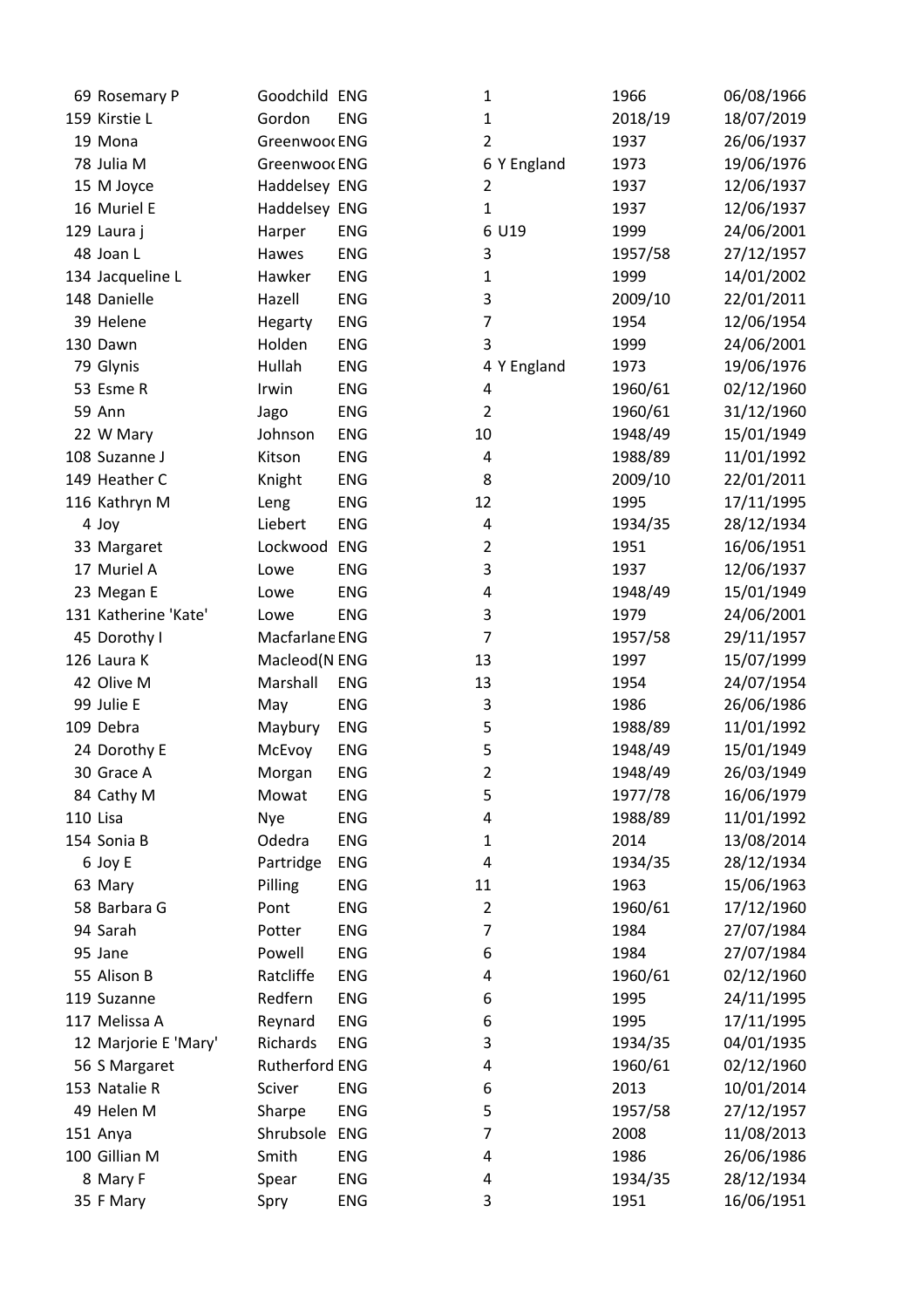| | | | | | | |
|---|---|---|---|---|---|---|
| 69 | Rosemary P | Goodchild | ENG | 1 | | 1966 | 06/08/1966 |
| 159 | Kirstie L | Gordon | ENG | 1 | | 2018/19 | 18/07/2019 |
| 19 | Mona | Greenwoo( | ENG | 2 | | 1937 | 26/06/1937 |
| 78 | Julia M | Greenwoo( | ENG | 6 | Y England | 1973 | 19/06/1976 |
| 15 | M Joyce | Haddelsey | ENG | 2 | | 1937 | 12/06/1937 |
| 16 | Muriel E | Haddelsey | ENG | 1 | | 1937 | 12/06/1937 |
| 129 | Laura j | Harper | ENG | 6 | U19 | 1999 | 24/06/2001 |
| 48 | Joan L | Hawes | ENG | 3 | | 1957/58 | 27/12/1957 |
| 134 | Jacqueline L | Hawker | ENG | 1 | | 1999 | 14/01/2002 |
| 148 | Danielle | Hazell | ENG | 3 | | 2009/10 | 22/01/2011 |
| 39 | Helene | Hegarty | ENG | 7 | | 1954 | 12/06/1954 |
| 130 | Dawn | Holden | ENG | 3 | | 1999 | 24/06/2001 |
| 79 | Glynis | Hullah | ENG | 4 | Y England | 1973 | 19/06/1976 |
| 53 | Esme R | Irwin | ENG | 4 | | 1960/61 | 02/12/1960 |
| 59 | Ann | Jago | ENG | 2 | | 1960/61 | 31/12/1960 |
| 22 | W Mary | Johnson | ENG | 10 | | 1948/49 | 15/01/1949 |
| 108 | Suzanne J | Kitson | ENG | 4 | | 1988/89 | 11/01/1992 |
| 149 | Heather C | Knight | ENG | 8 | | 2009/10 | 22/01/2011 |
| 116 | Kathryn M | Leng | ENG | 12 | | 1995 | 17/11/1995 |
| 4 | Joy | Liebert | ENG | 4 | | 1934/35 | 28/12/1934 |
| 33 | Margaret | Lockwood | ENG | 2 | | 1951 | 16/06/1951 |
| 17 | Muriel A | Lowe | ENG | 3 | | 1937 | 12/06/1937 |
| 23 | Megan E | Lowe | ENG | 4 | | 1948/49 | 15/01/1949 |
| 131 | Katherine 'Kate' | Lowe | ENG | 3 | | 1979 | 24/06/2001 |
| 45 | Dorothy I | Macfarlane | ENG | 7 | | 1957/58 | 29/11/1957 |
| 126 | Laura K | Macleod(N | ENG | 13 | | 1997 | 15/07/1999 |
| 42 | Olive M | Marshall | ENG | 13 | | 1954 | 24/07/1954 |
| 99 | Julie E | May | ENG | 3 | | 1986 | 26/06/1986 |
| 109 | Debra | Maybury | ENG | 5 | | 1988/89 | 11/01/1992 |
| 24 | Dorothy E | McEvoy | ENG | 5 | | 1948/49 | 15/01/1949 |
| 30 | Grace A | Morgan | ENG | 2 | | 1948/49 | 26/03/1949 |
| 84 | Cathy M | Mowat | ENG | 5 | | 1977/78 | 16/06/1979 |
| 110 | Lisa | Nye | ENG | 4 | | 1988/89 | 11/01/1992 |
| 154 | Sonia B | Odedra | ENG | 1 | | 2014 | 13/08/2014 |
| 6 | Joy E | Partridge | ENG | 4 | | 1934/35 | 28/12/1934 |
| 63 | Mary | Pilling | ENG | 11 | | 1963 | 15/06/1963 |
| 58 | Barbara G | Pont | ENG | 2 | | 1960/61 | 17/12/1960 |
| 94 | Sarah | Potter | ENG | 7 | | 1984 | 27/07/1984 |
| 95 | Jane | Powell | ENG | 6 | | 1984 | 27/07/1984 |
| 55 | Alison B | Ratcliffe | ENG | 4 | | 1960/61 | 02/12/1960 |
| 119 | Suzanne | Redfern | ENG | 6 | | 1995 | 24/11/1995 |
| 117 | Melissa A | Reynard | ENG | 6 | | 1995 | 17/11/1995 |
| 12 | Marjorie E 'Mary' | Richards | ENG | 3 | | 1934/35 | 04/01/1935 |
| 56 | S Margaret | Rutherford | ENG | 4 | | 1960/61 | 02/12/1960 |
| 153 | Natalie R | Sciver | ENG | 6 | | 2013 | 10/01/2014 |
| 49 | Helen M | Sharpe | ENG | 5 | | 1957/58 | 27/12/1957 |
| 151 | Anya | Shrubsole | ENG | 7 | | 2008 | 11/08/2013 |
| 100 | Gillian M | Smith | ENG | 4 | | 1986 | 26/06/1986 |
| 8 | Mary F | Spear | ENG | 4 | | 1934/35 | 28/12/1934 |
| 35 | F Mary | Spry | ENG | 3 | | 1951 | 16/06/1951 |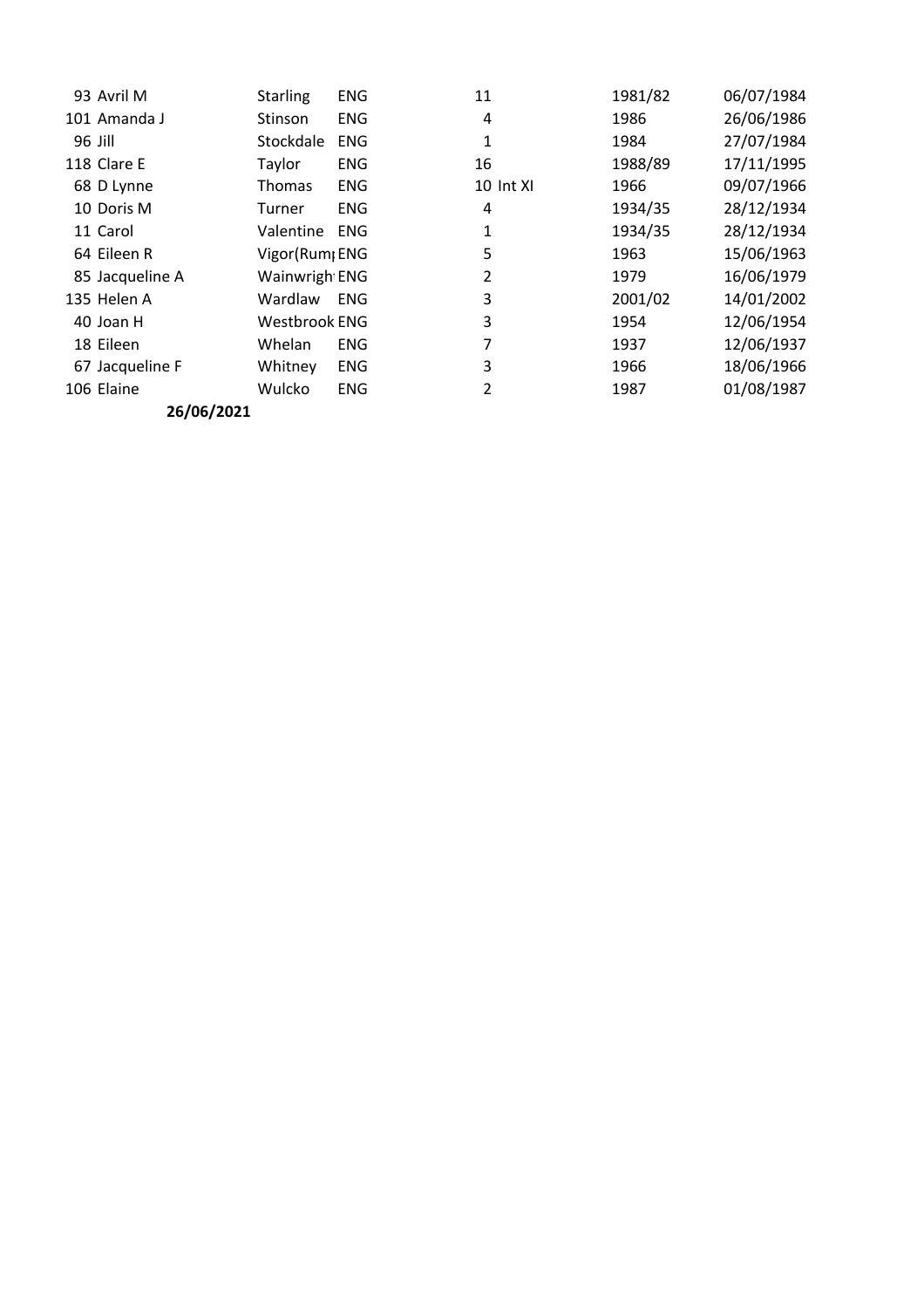| | | | | | | | |
|---|---|---|---|---|---|---|---|
| 93 | Avril M | Starling | ENG | 11 | | 1981/82 | 06/07/1984 |
| 101 | Amanda J | Stinson | ENG | 4 | | 1986 | 26/06/1986 |
| 96 | Jill | Stockdale | ENG | 1 | | 1984 | 27/07/1984 |
| 118 | Clare E | Taylor | ENG | 16 | | 1988/89 | 17/11/1995 |
| 68 | D Lynne | Thomas | ENG | 10 | Int XI | 1966 | 09/07/1966 |
| 10 | Doris M | Turner | ENG | 4 | | 1934/35 | 28/12/1934 |
| 11 | Carol | Valentine | ENG | 1 | | 1934/35 | 28/12/1934 |
| 64 | Eileen R | Vigor(Rump | ENG | 5 | | 1963 | 15/06/1963 |
| 85 | Jacqueline A | Wainwrigh | ENG | 2 | | 1979 | 16/06/1979 |
| 135 | Helen A | Wardlaw | ENG | 3 | | 2001/02 | 14/01/2002 |
| 40 | Joan H | Westbrook | ENG | 3 | | 1954 | 12/06/1954 |
| 18 | Eileen | Whelan | ENG | 7 | | 1937 | 12/06/1937 |
| 67 | Jacqueline F | Whitney | ENG | 3 | | 1966 | 18/06/1966 |
| 106 | Elaine | Wulcko | ENG | 2 | | 1987 | 01/08/1987 |

**26/06/2021**